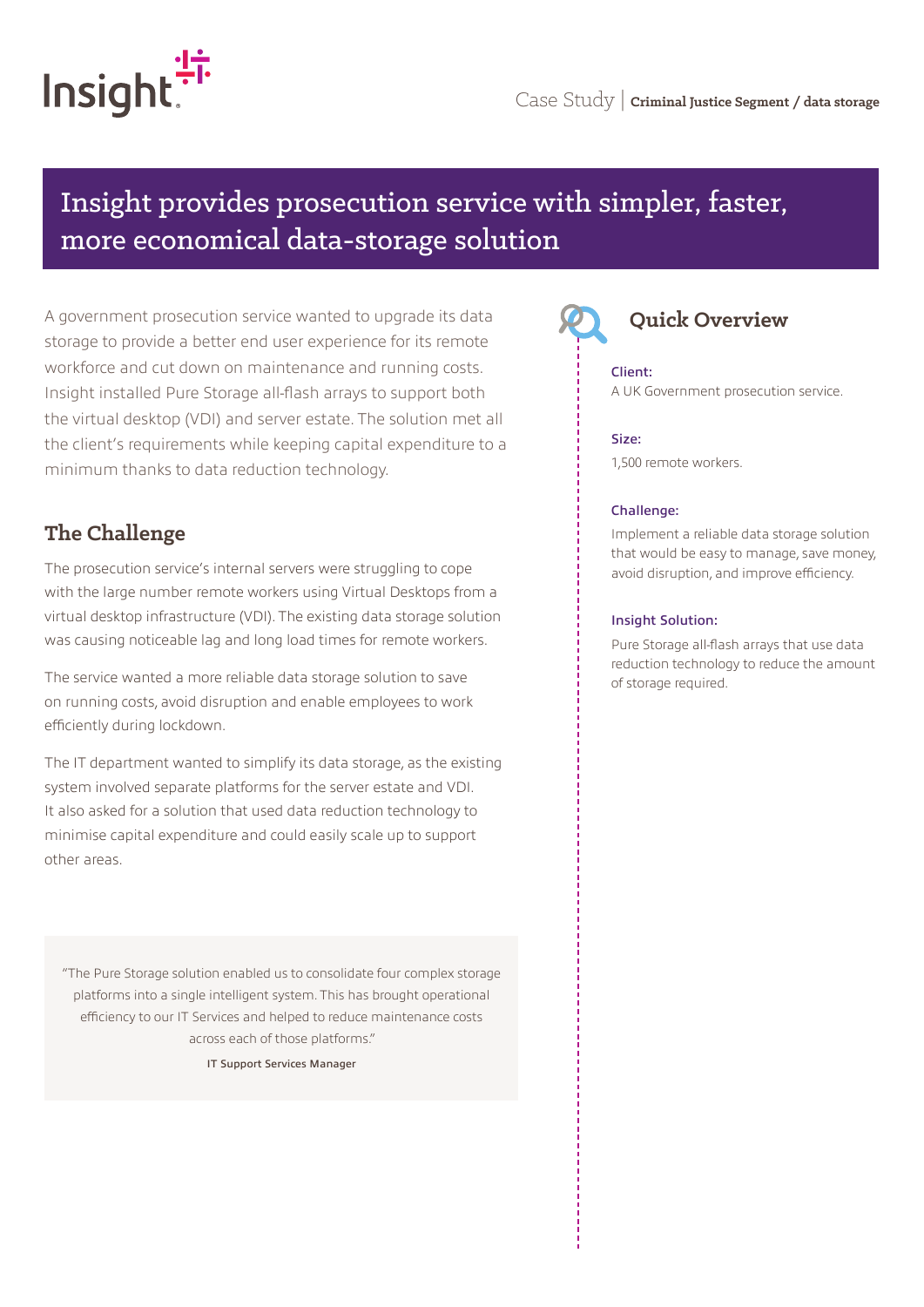Case Study | **Criminal Justice Segment / data storage**

# Insight provides prosecution service with simpler, faster, more economical data-storage solution

A government prosecution service wanted to upgrade its data storage to provide a better end user experience for its remote workforce and cut down on maintenance and running costs. Insight installed Pure Storage all-flash arrays to support both the virtual desktop (VDI) and server estate. The solution met all the client's requirements while keeping capital expenditure to a minimum thanks to data reduction technology.

## The Challenge

The prosecution service's internal servers were struggling to cope with the large number remote workers using Virtual Desktops from a virtual desktop infrastructure (VDI). The existing data storage solution was causing noticeable lag and long load times for remote workers.

The service wanted a more reliable data storage solution to save on running costs, avoid disruption and enable employees to work efficiently during lockdown.

The IT department wanted to simplify its data storage, as the existing system involved separate platforms for the server estate and VDI. It also asked for a solution that used data reduction technology to minimise capital expenditure and could easily scale up to support other areas.

> "The Pure Storage solution enabled us to consolidate four complex storage platforms into a single intelligent system. This has brought operational efficiency to our IT Services and helped to reduce maintenance costs across each of those platforms."
>
> IT Support Services Manager

## Quick Overview

**Client:**
A UK Government prosecution service.

**Size:**
1,500 remote workers.

**Challenge:**
Implement a reliable data storage solution that would be easy to manage, save money, avoid disruption, and improve efficiency.

**Insight Solution:**
Pure Storage all-flash arrays that use data reduction technology to reduce the amount of storage required.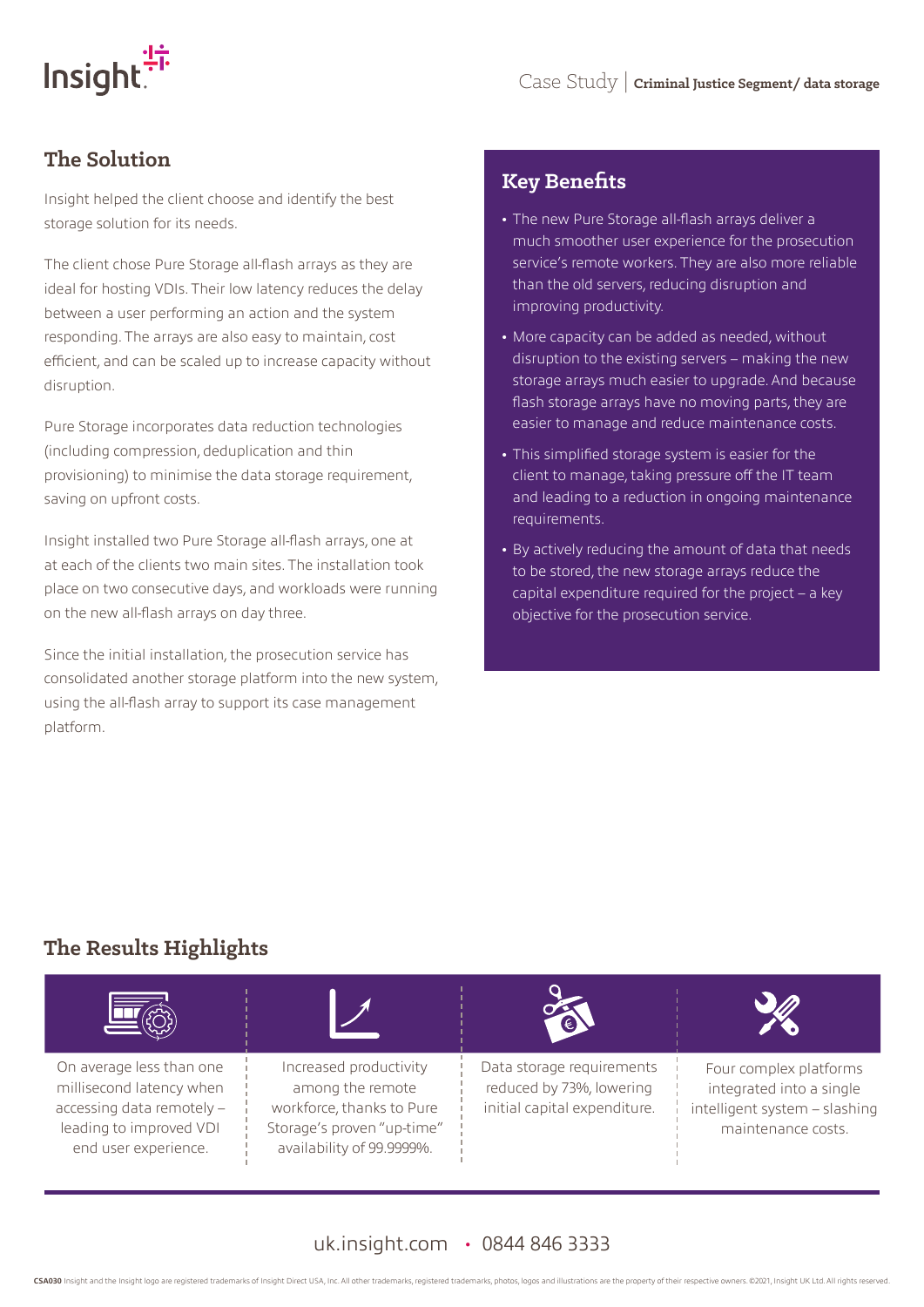## The Solution

Insight helped the client choose and identify the best storage solution for its needs.

The client chose Pure Storage all-flash arrays as they are ideal for hosting VDIs. Their low latency reduces the delay between a user performing an action and the system responding. The arrays are also easy to maintain, cost efficient, and can be scaled up to increase capacity without disruption.

Pure Storage incorporates data reduction technologies (including compression, deduplication and thin provisioning) to minimise the data storage requirement, saving on upfront costs.

Insight installed two Pure Storage all-flash arrays, one at at each of the clients two main sites. The installation took place on two consecutive days, and workloads were running on the new all-flash arrays on day three.

Since the initial installation, the prosecution service has consolidated another storage platform into the new system, using the all-flash array to support its case management platform.

## Key Benefits

- The new Pure Storage all-flash arrays deliver a much smoother user experience for the prosecution service's remote workers. They are also more reliable than the old servers, reducing disruption and improving productivity.
- More capacity can be added as needed, without disruption to the existing servers – making the new storage arrays much easier to upgrade. And because flash storage arrays have no moving parts, they are easier to manage and reduce maintenance costs.
- This simplified storage system is easier for the client to manage, taking pressure off the IT team and leading to a reduction in ongoing maintenance requirements.
- By actively reducing the amount of data that needs to be stored, the new storage arrays reduce the capital expenditure required for the project – a key objective for the prosecution service.

## The Results Highlights

On average less than one millisecond latency when accessing data remotely – leading to improved VDI end user experience.

Increased productivity among the remote workforce, thanks to Pure Storage's proven "up-time" availability of 99.9999%.

Data storage requirements reduced by 73%, lowering initial capital expenditure.

Four complex platforms integrated into a single intelligent system – slashing maintenance costs.

uk.insight.com • 0844 846 3333

CSA030 Insight and the Insight logo are registered trademarks of Insight Direct USA, Inc. All other trademarks, registered trademarks, photos, logos and illustrations are the property of their respective owners. ©2021, Insight UK Ltd. All rights reserved.